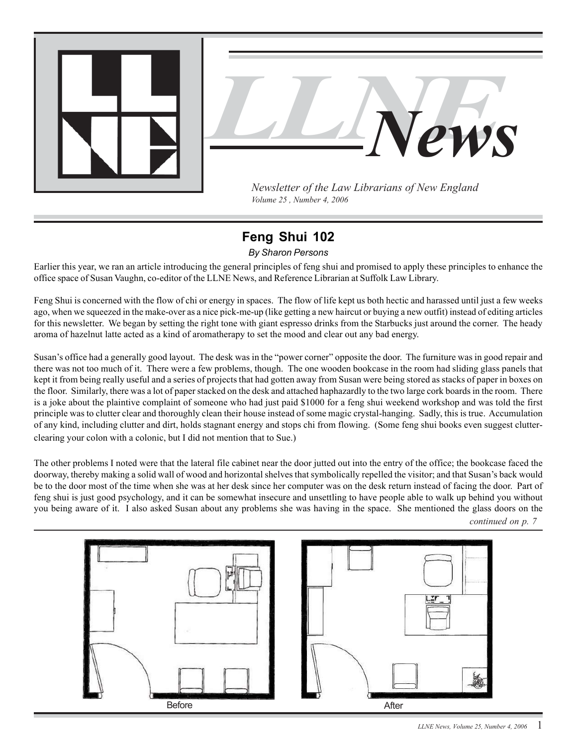# LLNE News

*Newsletter of the Law Librarians of New England*
*Volume 25 , Number 4, 2006*

## Feng Shui 102

*By Sharon Persons*

Earlier this year, we ran an article introducing the general principles of feng shui and promised to apply these principles to enhance the office space of Susan Vaughn, co-editor of the LLNE News, and Reference Librarian at Suffolk Law Library.

Feng Shui is concerned with the flow of chi or energy in spaces. The flow of life kept us both hectic and harassed until just a few weeks ago, when we squeezed in the make-over as a nice pick-me-up (like getting a new haircut or buying a new outfit) instead of editing articles for this newsletter. We began by setting the right tone with giant espresso drinks from the Starbucks just around the corner. The heady aroma of hazelnut latte acted as a kind of aromatherapy to set the mood and clear out any bad energy.

Susan's office had a generally good layout. The desk was in the "power corner" opposite the door. The furniture was in good repair and there was not too much of it. There were a few problems, though. The one wooden bookcase in the room had sliding glass panels that kept it from being really useful and a series of projects that had gotten away from Susan were being stored as stacks of paper in boxes on the floor. Similarly, there was a lot of paper stacked on the desk and attached haphazardly to the two large cork boards in the room. There is a joke about the plaintive complaint of someone who had just paid $1000 for a feng shui weekend workshop and was told the first principle was to clutter clear and thoroughly clean their house instead of some magic crystal-hanging. Sadly, this is true. Accumulation of any kind, including clutter and dirt, holds stagnant energy and stops chi from flowing. (Some feng shui books even suggest clutter-clearing your colon with a colonic, but I did not mention that to Sue.)

The other problems I noted were that the lateral file cabinet near the door jutted out into the entry of the office; the bookcase faced the doorway, thereby making a solid wall of wood and horizontal shelves that symbolically repelled the visitor; and that Susan's back would be to the door most of the time when she was at her desk since her computer was on the desk return instead of facing the door. Part of feng shui is just good psychology, and it can be somewhat insecure and unsettling to have people able to walk up behind you without you being aware of it. I also asked Susan about any problems she was having in the space. She mentioned the glass doors on the

*continued on p. 7*

Before

After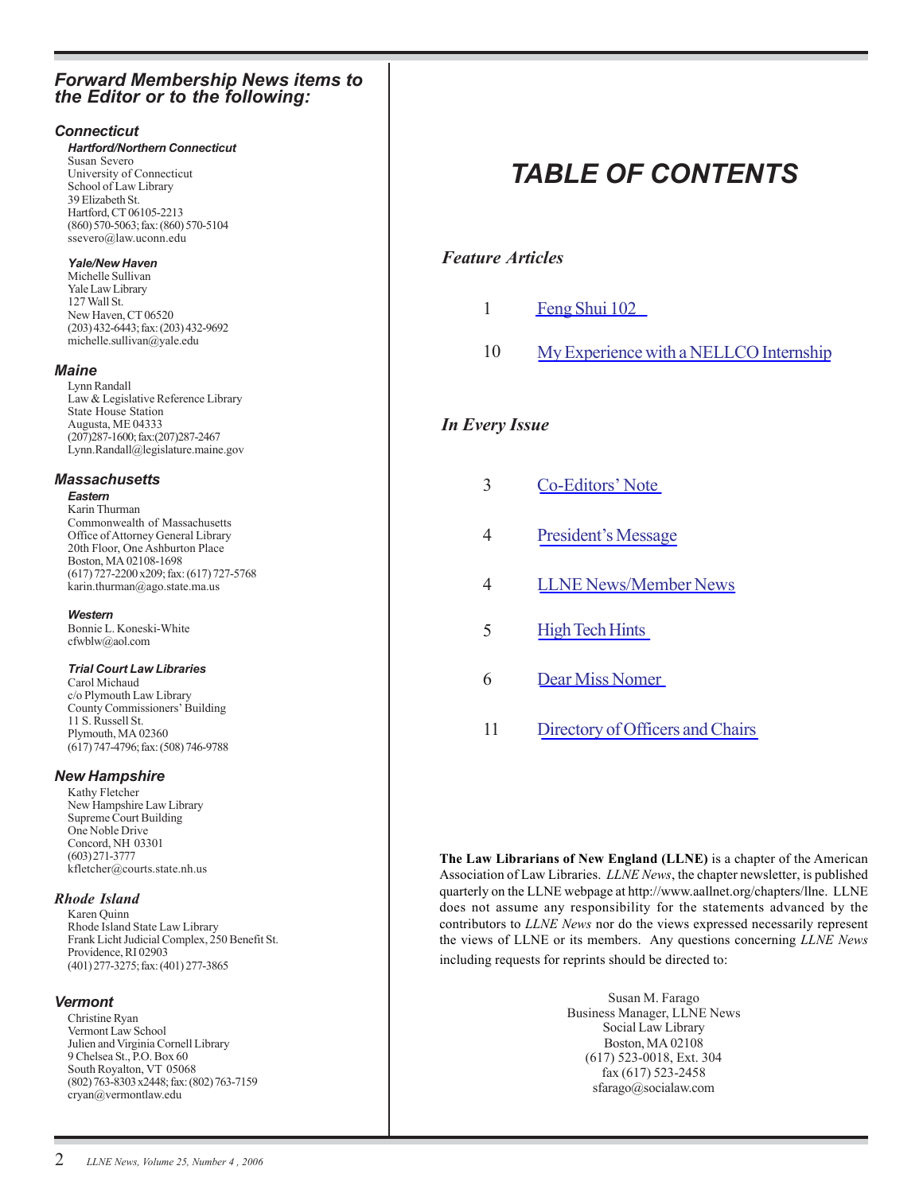## Forward Membership News items to the Editor or to the following:

### Connecticut

#### Hartford/Northern Connecticut

Susan Severo
University of Connecticut
School of Law Library
39 Elizabeth St.
Hartford, CT 06105-2213
(860) 570-5063; fax: (860) 570-5104
ssevero@law.uconn.edu

#### Yale/New Haven

Michelle Sullivan
Yale Law Library
127 Wall St.
New Haven, CT 06520
(203) 432-6443; fax: (203) 432-9692
michelle.sullivan@yale.edu

### Maine

Lynn Randall
Law & Legislative Reference Library
State House Station
Augusta, ME 04333
(207)287-1600; fax:(207)287-2467
Lynn.Randall@legislature.maine.gov

### Massachusetts

#### Eastern

Karin Thurman
Commonwealth of Massachusetts
Office of Attorney General Library
20th Floor, One Ashburton Place
Boston, MA 02108-1698
(617) 727-2200 x209; fax: (617) 727-5768
karin.thurman@ago.state.ma.us

#### Western

Bonnie L. Koneski-White
cfwblw@aol.com

#### Trial Court Law Libraries

Carol Michaud
c/o Plymouth Law Library
County Commissioners' Building
11 S. Russell St.
Plymouth, MA 02360
(617) 747-4796; fax: (508) 746-9788

### New Hampshire

Kathy Fletcher
New Hampshire Law Library
Supreme Court Building
One Noble Drive
Concord, NH 03301
(603) 271-3777
kfletcher@courts.state.nh.us

### Rhode Island

Karen Quinn
Rhode Island State Law Library
Frank Licht Judicial Complex, 250 Benefit St.
Providence, RI 02903
(401) 277-3275; fax: (401) 277-3865

### Vermont

Christine Ryan
Vermont Law School
Julien and Virginia Cornell Library
9 Chelsea St., P.O. Box 60
South Royalton, VT 05068
(802) 763-8303 x2448; fax: (802) 763-7159
cryan@vermontlaw.edu

# TABLE OF CONTENTS

## *Feature Articles*

1 Feng Shui 102

10 My Experience with a NELLCO Internship

## *In Every Issue*

3 Co-Editors' Note

4 President's Message

4 LLNE News/Member News

5 High Tech Hints

6 Dear Miss Nomer

11 Directory of Officers and Chairs

**The Law Librarians of New England (LLNE)** is a chapter of the American Association of Law Libraries. *LLNE News*, the chapter newsletter, is published quarterly on the LLNE webpage at http://www.aallnet.org/chapters/llne. LLNE does not assume any responsibility for the statements advanced by the contributors to *LLNE News* nor do the views expressed necessarily represent the views of LLNE or its members. Any questions concerning *LLNE News* including requests for reprints should be directed to:

Susan M. Farago
Business Manager, LLNE News
Social Law Library
Boston, MA 02108
(617) 523-0018, Ext. 304
fax (617) 523-2458
sfarago@socialaw.com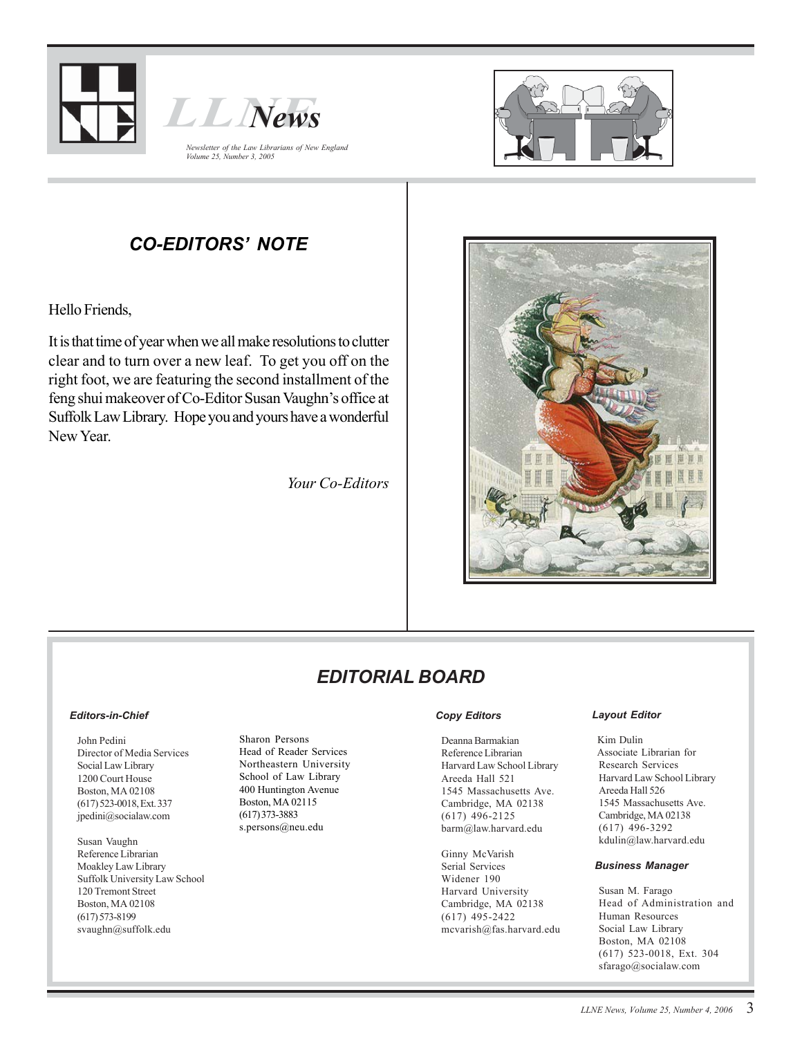# LLNE News

*Newsletter of the Law Librarians of New England*
*Volume 25, Number 3, 2005*

## CO-EDITORS' NOTE

Hello Friends,

It is that time of year when we all make resolutions to clutter clear and to turn over a new leaf. To get you off on the right foot, we are featuring the second installment of the feng shui makeover of Co-Editor Susan Vaughn's office at Suffolk Law Library. Hope you and yours have a wonderful New Year.

*Your Co-Editors*

## EDITORIAL BOARD

### *Editors-in-Chief*

John Pedini
Director of Media Services
Social Law Library
1200 Court House
Boston, MA 02108
(617) 523-0018, Ext. 337
jpedini@socialaw.com

Susan Vaughn
Reference Librarian
Moakley Law Library
Suffolk University Law School
120 Tremont Street
Boston, MA 02108
(617) 573-8199
svaughn@suffolk.edu

Sharon Persons
Head of Reader Services
Northeastern University
School of Law Library
400 Huntington Avenue
Boston, MA 02115
(617) 373-3883
s.persons@neu.edu

### *Copy Editors*

Deanna Barmakian
Reference Librarian
Harvard Law School Library
Areeda Hall 521
1545 Massachusetts Ave.
Cambridge, MA 02138
(617) 496-2125
barm@law.harvard.edu

Ginny McVarish
Serial Services
Widener 190
Harvard University
Cambridge, MA 02138
(617) 495-2422
mcvarish@fas.harvard.edu

### *Layout Editor*

Kim Dulin
Associate Librarian for Research Services
Harvard Law School Library
Areeda Hall 526
1545 Massachusetts Ave.
Cambridge, MA 02138
(617) 496-3292
kdulin@law.harvard.edu

### *Business Manager*

Susan M. Farago
Head of Administration and Human Resources
Social Law Library
Boston, MA 02108
(617) 523-0018, Ext. 304
sfarago@socialaw.com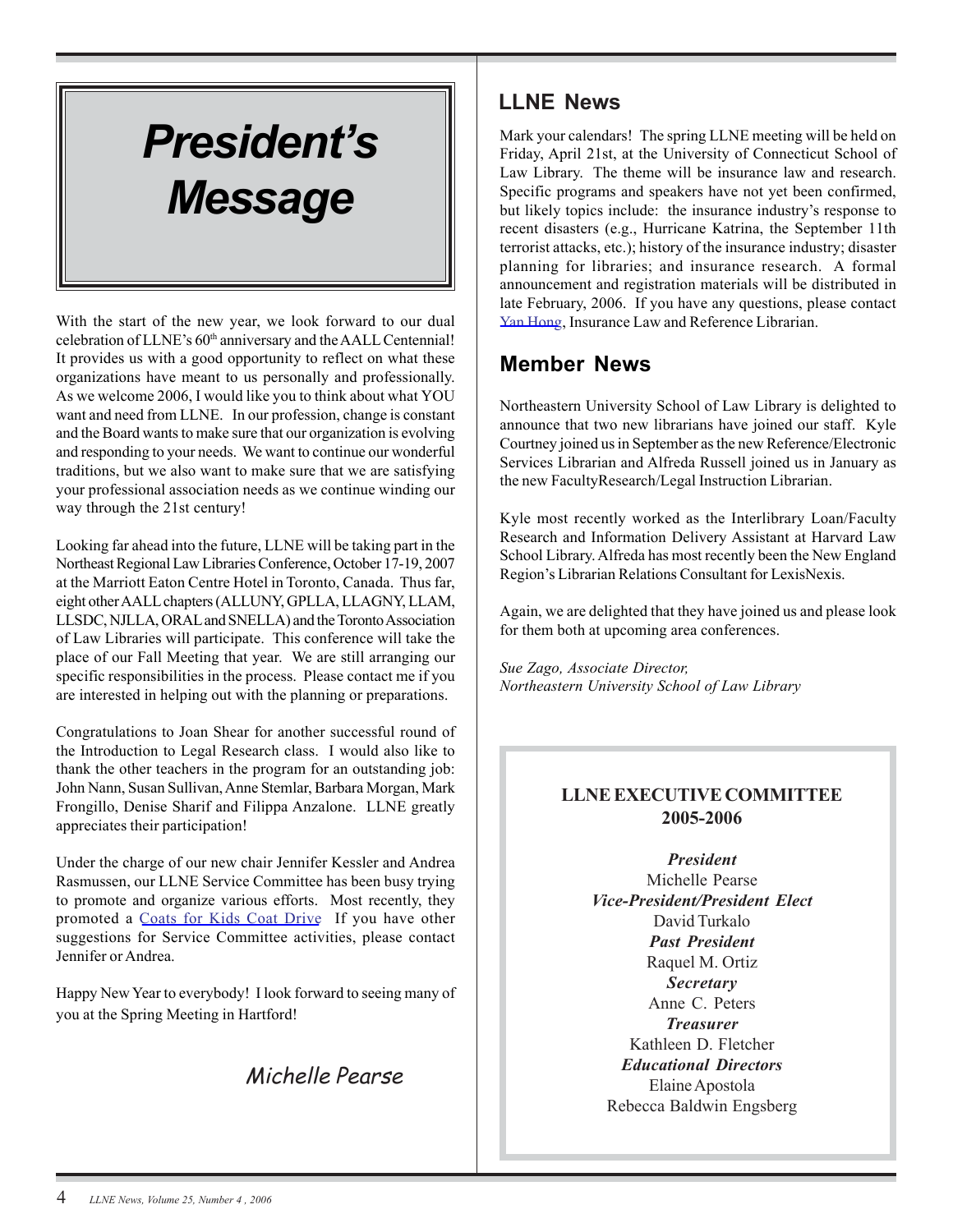# President's Message

With the start of the new year, we look forward to our dual celebration of LLNE's 60th anniversary and the AALL Centennial! It provides us with a good opportunity to reflect on what these organizations have meant to us personally and professionally. As we welcome 2006, I would like you to think about what YOU want and need from LLNE. In our profession, change is constant and the Board wants to make sure that our organization is evolving and responding to your needs. We want to continue our wonderful traditions, but we also want to make sure that we are satisfying your professional association needs as we continue winding our way through the 21st century!

Looking far ahead into the future, LLNE will be taking part in the Northeast Regional Law Libraries Conference, October 17-19, 2007 at the Marriott Eaton Centre Hotel in Toronto, Canada. Thus far, eight other AALL chapters (ALLUNY, GPLLA, LLAGNY, LLAM, LLSDC, NJLLA, ORAL and SNELLA) and the Toronto Association of Law Libraries will participate. This conference will take the place of our Fall Meeting that year. We are still arranging our specific responsibilities in the process. Please contact me if you are interested in helping out with the planning or preparations.

Congratulations to Joan Shear for another successful round of the Introduction to Legal Research class. I would also like to thank the other teachers in the program for an outstanding job: John Nann, Susan Sullivan, Anne Stemlar, Barbara Morgan, Mark Frongillo, Denise Sharif and Filippa Anzalone. LLNE greatly appreciates their participation!

Under the charge of our new chair Jennifer Kessler and Andrea Rasmussen, our LLNE Service Committee has been busy trying to promote and organize various efforts. Most recently, they promoted a Coats for Kids Coat Drive If you have other suggestions for Service Committee activities, please contact Jennifer or Andrea.

Happy New Year to everybody! I look forward to seeing many of you at the Spring Meeting in Hartford!

*Michelle Pearse*

## LLNE News

Mark your calendars! The spring LLNE meeting will be held on Friday, April 21st, at the University of Connecticut School of Law Library. The theme will be insurance law and research. Specific programs and speakers have not yet been confirmed, but likely topics include: the insurance industry's response to recent disasters (e.g., Hurricane Katrina, the September 11th terrorist attacks, etc.); history of the insurance industry; disaster planning for libraries; and insurance research. A formal announcement and registration materials will be distributed in late February, 2006. If you have any questions, please contact Yan Hong, Insurance Law and Reference Librarian.

## Member News

Northeastern University School of Law Library is delighted to announce that two new librarians have joined our staff. Kyle Courtney joined us in September as the new Reference/Electronic Services Librarian and Alfreda Russell joined us in January as the new FacultyResearch/Legal Instruction Librarian.

Kyle most recently worked as the Interlibrary Loan/Faculty Research and Information Delivery Assistant at Harvard Law School Library. Alfreda has most recently been the New England Region's Librarian Relations Consultant for LexisNexis.

Again, we are delighted that they have joined us and please look for them both at upcoming area conferences.

*Sue Zago, Associate Director,*
*Northeastern University School of Law Library*

**LLNE EXECUTIVE COMMITTEE**
**2005-2006**

***President***
Michelle Pearse
***Vice-President/President Elect***
David Turkalo
***Past President***
Raquel M. Ortiz
***Secretary***
Anne C. Peters
***Treasurer***
Kathleen D. Fletcher
***Educational Directors***
Elaine Apostola
Rebecca Baldwin Engsberg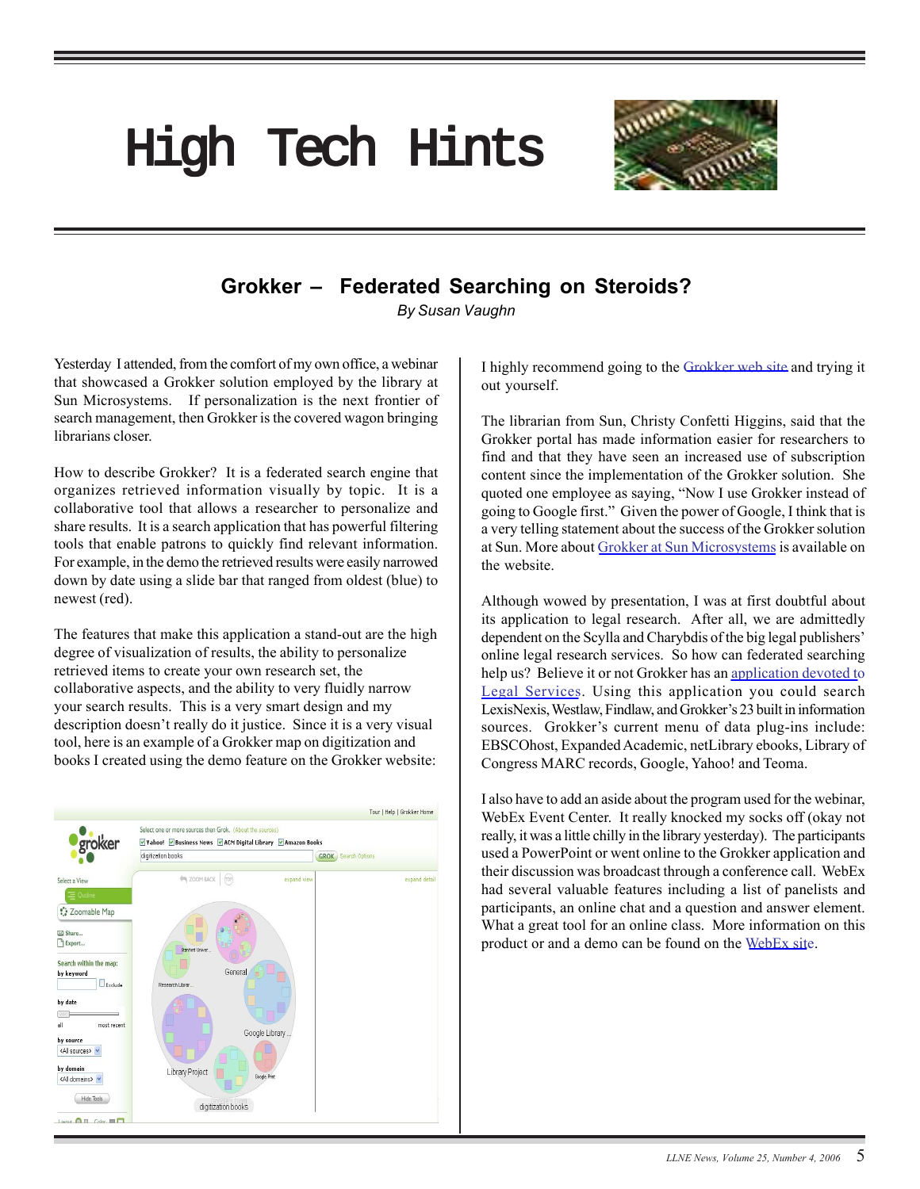# High Tech Hints

## Grokker – Federated Searching on Steroids?

*By Susan Vaughn*

Yesterday I attended, from the comfort of my own office, a webinar that showcased a Grokker solution employed by the library at Sun Microsystems. If personalization is the next frontier of search management, then Grokker is the covered wagon bringing librarians closer.

How to describe Grokker? It is a federated search engine that organizes retrieved information visually by topic. It is a collaborative tool that allows a researcher to personalize and share results. It is a search application that has powerful filtering tools that enable patrons to quickly find relevant information. For example, in the demo the retrieved results were easily narrowed down by date using a slide bar that ranged from oldest (blue) to newest (red).

The features that make this application a stand-out are the high degree of visualization of results, the ability to personalize retrieved items to create your own research set, the collaborative aspects, and the ability to very fluidly narrow your search results. This is a very smart design and my description doesn't really do it justice. Since it is a very visual tool, here is an example of a Grokker map on digitization and books I created using the demo feature on the Grokker website:

I highly recommend going to the Grokker web site and trying it out yourself.

The librarian from Sun, Christy Confetti Higgins, said that the Grokker portal has made information easier for researchers to find and that they have seen an increased use of subscription content since the implementation of the Grokker solution. She quoted one employee as saying, "Now I use Grokker instead of going to Google first." Given the power of Google, I think that is a very telling statement about the success of the Grokker solution at Sun. More about Grokker at Sun Microsystems is available on the website.

Although wowed by presentation, I was at first doubtful about its application to legal research. After all, we are admittedly dependent on the Scylla and Charybdis of the big legal publishers' online legal research services. So how can federated searching help us? Believe it or not Grokker has an application devoted to Legal Services. Using this application you could search LexisNexis, Westlaw, Findlaw, and Grokker's 23 built in information sources. Grokker's current menu of data plug-ins include: EBSCOhost, Expanded Academic, netLibrary ebooks, Library of Congress MARC records, Google, Yahoo! and Teoma.

I also have to add an aside about the program used for the webinar, WebEx Event Center. It really knocked my socks off (okay not really, it was a little chilly in the library yesterday). The participants used a PowerPoint or went online to the Grokker application and their discussion was broadcast through a conference call. WebEx had several valuable features including a list of panelists and participants, an online chat and a question and answer element. What a great tool for an online class. More information on this product or and a demo can be found on the WebEx site.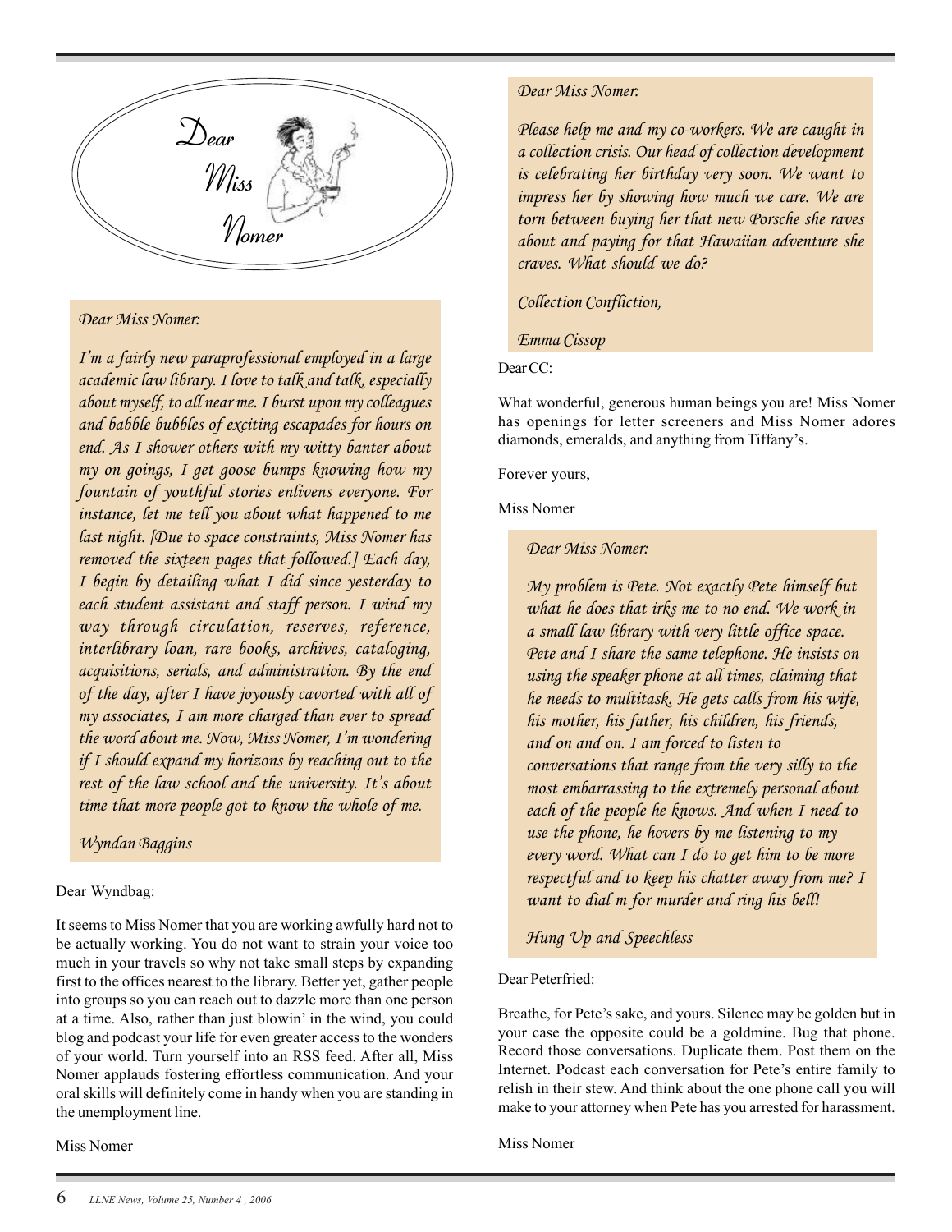# Dear Miss Nomer

*Dear Miss Nomer:*

*I'm a fairly new paraprofessional employed in a large academic law library. I love to talk and talk, especially about myself, to all near me. I burst upon my colleagues and babble bubbles of exciting escapades for hours on end. As I shower others with my witty banter about my on goings, I get goose bumps knowing how my fountain of youthful stories enlivens everyone. For instance, let me tell you about what happened to me last night. [Due to space constraints, Miss Nomer has removed the sixteen pages that followed.] Each day, I begin by detailing what I did since yesterday to each student assistant and staff person. I wind my way through circulation, reserves, reference, interlibrary loan, rare books, archives, cataloging, acquisitions, serials, and administration. By the end of the day, after I have joyously cavorted with all of my associates, I am more charged than ever to spread the word about me. Now, Miss Nomer, I'm wondering if I should expand my horizons by reaching out to the rest of the law school and the university. It's about time that more people got to know the whole of me.*

*Wyndan Baggins*

Dear Wyndbag:

It seems to Miss Nomer that you are working awfully hard not to be actually working. You do not want to strain your voice too much in your travels so why not take small steps by expanding first to the offices nearest to the library. Better yet, gather people into groups so you can reach out to dazzle more than one person at a time. Also, rather than just blowin' in the wind, you could blog and podcast your life for even greater access to the wonders of your world. Turn yourself into an RSS feed. After all, Miss Nomer applauds fostering effortless communication. And your oral skills will definitely come in handy when you are standing in the unemployment line.

Miss Nomer

*Dear Miss Nomer:*

*Please help me and my co-workers. We are caught in a collection crisis. Our head of collection development is celebrating her birthday very soon. We want to impress her by showing how much we care. We are torn between buying her that new Porsche she raves about and paying for that Hawaiian adventure she craves. What should we do?*

*Collection Confliction,*

*Emma Cissop*

Dear CC:

What wonderful, generous human beings you are! Miss Nomer has openings for letter screeners and Miss Nomer adores diamonds, emeralds, and anything from Tiffany's.

Forever yours,

Miss Nomer

*Dear Miss Nomer:*

*My problem is Pete. Not exactly Pete himself but what he does that irks me to no end. We work in a small law library with very little office space. Pete and I share the same telephone. He insists on using the speaker phone at all times, claiming that he needs to multitask. He gets calls from his wife, his mother, his father, his children, his friends, and on and on. I am forced to listen to conversations that range from the very silly to the most embarrassing to the extremely personal about each of the people he knows. And when I need to use the phone, he hovers by me listening to my every word. What can I do to get him to be more respectful and to keep his chatter away from me? I want to dial m for murder and ring his bell!*

*Hung Up and Speechless*

Dear Peterfried:

Breathe, for Pete's sake, and yours. Silence may be golden but in your case the opposite could be a goldmine. Bug that phone. Record those conversations. Duplicate them. Post them on the Internet. Podcast each conversation for Pete's entire family to relish in their stew. And think about the one phone call you will make to your attorney when Pete has you arrested for harassment.

Miss Nomer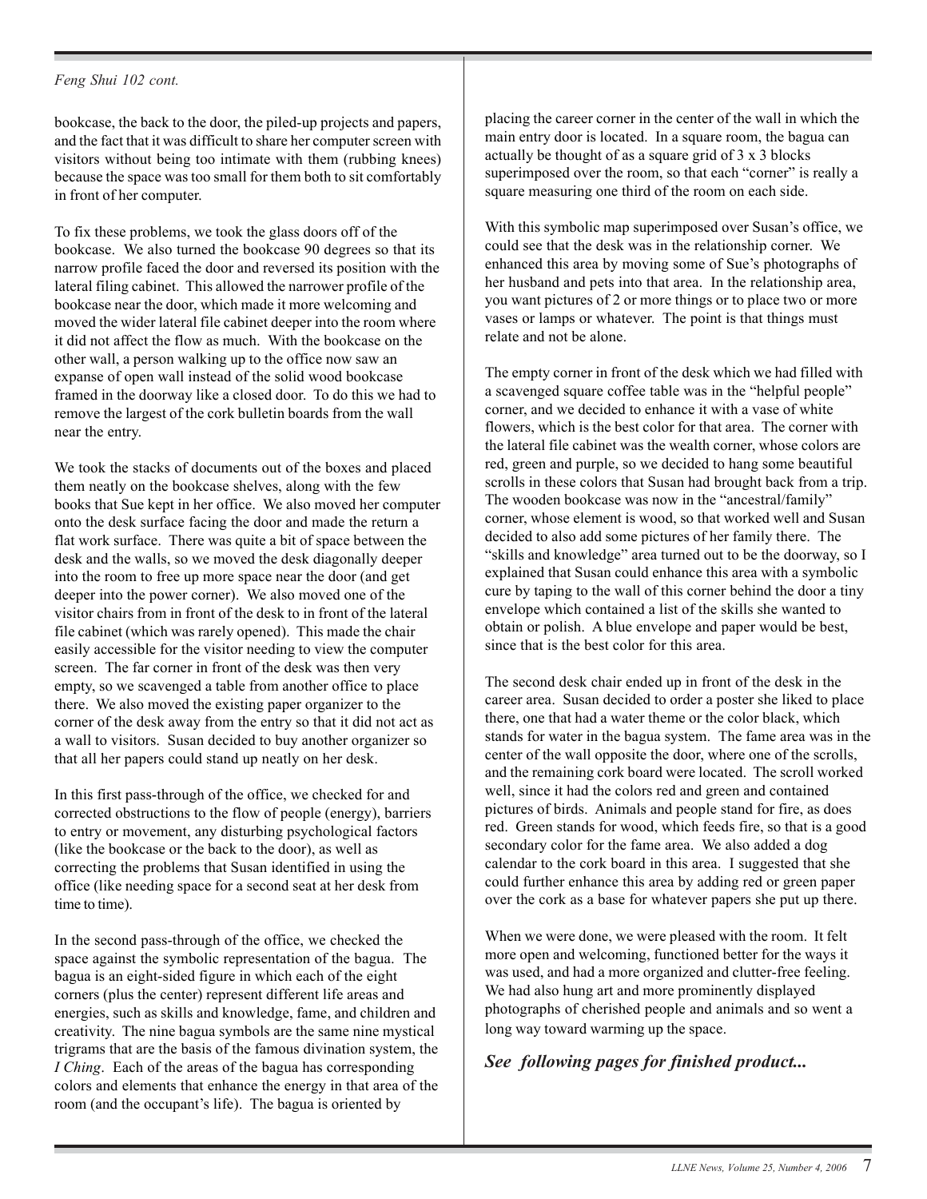*Feng Shui 102 cont.*

bookcase, the back to the door, the piled-up projects and papers, and the fact that it was difficult to share her computer screen with visitors without being too intimate with them (rubbing knees) because the space was too small for them both to sit comfortably in front of her computer.

To fix these problems, we took the glass doors off of the bookcase. We also turned the bookcase 90 degrees so that its narrow profile faced the door and reversed its position with the lateral filing cabinet. This allowed the narrower profile of the bookcase near the door, which made it more welcoming and moved the wider lateral file cabinet deeper into the room where it did not affect the flow as much. With the bookcase on the other wall, a person walking up to the office now saw an expanse of open wall instead of the solid wood bookcase framed in the doorway like a closed door. To do this we had to remove the largest of the cork bulletin boards from the wall near the entry.

We took the stacks of documents out of the boxes and placed them neatly on the bookcase shelves, along with the few books that Sue kept in her office. We also moved her computer onto the desk surface facing the door and made the return a flat work surface. There was quite a bit of space between the desk and the walls, so we moved the desk diagonally deeper into the room to free up more space near the door (and get deeper into the power corner). We also moved one of the visitor chairs from in front of the desk to in front of the lateral file cabinet (which was rarely opened). This made the chair easily accessible for the visitor needing to view the computer screen. The far corner in front of the desk was then very empty, so we scavenged a table from another office to place there. We also moved the existing paper organizer to the corner of the desk away from the entry so that it did not act as a wall to visitors. Susan decided to buy another organizer so that all her papers could stand up neatly on her desk.

In this first pass-through of the office, we checked for and corrected obstructions to the flow of people (energy), barriers to entry or movement, any disturbing psychological factors (like the bookcase or the back to the door), as well as correcting the problems that Susan identified in using the office (like needing space for a second seat at her desk from time to time).

In the second pass-through of the office, we checked the space against the symbolic representation of the bagua. The bagua is an eight-sided figure in which each of the eight corners (plus the center) represent different life areas and energies, such as skills and knowledge, fame, and children and creativity. The nine bagua symbols are the same nine mystical trigrams that are the basis of the famous divination system, the *I Ching*. Each of the areas of the bagua has corresponding colors and elements that enhance the energy in that area of the room (and the occupant's life). The bagua is oriented by placing the career corner in the center of the wall in which the main entry door is located. In a square room, the bagua can actually be thought of as a square grid of 3 x 3 blocks superimposed over the room, so that each "corner" is really a square measuring one third of the room on each side.

With this symbolic map superimposed over Susan's office, we could see that the desk was in the relationship corner. We enhanced this area by moving some of Sue's photographs of her husband and pets into that area. In the relationship area, you want pictures of 2 or more things or to place two or more vases or lamps or whatever. The point is that things must relate and not be alone.

The empty corner in front of the desk which we had filled with a scavenged square coffee table was in the "helpful people" corner, and we decided to enhance it with a vase of white flowers, which is the best color for that area. The corner with the lateral file cabinet was the wealth corner, whose colors are red, green and purple, so we decided to hang some beautiful scrolls in these colors that Susan had brought back from a trip. The wooden bookcase was now in the "ancestral/family" corner, whose element is wood, so that worked well and Susan decided to also add some pictures of her family there. The "skills and knowledge" area turned out to be the doorway, so I explained that Susan could enhance this area with a symbolic cure by taping to the wall of this corner behind the door a tiny envelope which contained a list of the skills she wanted to obtain or polish. A blue envelope and paper would be best, since that is the best color for this area.

The second desk chair ended up in front of the desk in the career area. Susan decided to order a poster she liked to place there, one that had a water theme or the color black, which stands for water in the bagua system. The fame area was in the center of the wall opposite the door, where one of the scrolls, and the remaining cork board were located. The scroll worked well, since it had the colors red and green and contained pictures of birds. Animals and people stand for fire, as does red. Green stands for wood, which feeds fire, so that is a good secondary color for the fame area. We also added a dog calendar to the cork board in this area. I suggested that she could further enhance this area by adding red or green paper over the cork as a base for whatever papers she put up there.

When we were done, we were pleased with the room. It felt more open and welcoming, functioned better for the ways it was used, and had a more organized and clutter-free feeling. We had also hung art and more prominently displayed photographs of cherished people and animals and so went a long way toward warming up the space.

***See following pages for finished product...***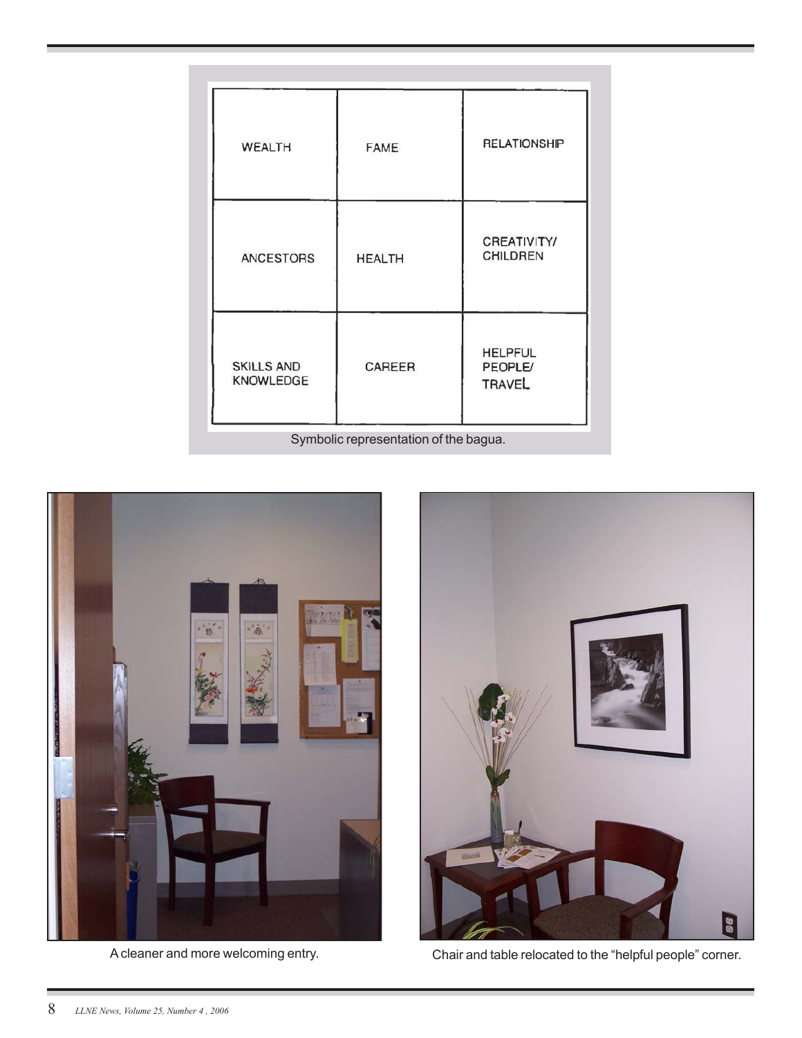| WEALTH | FAME | RELATIONSHIP |
| --- | --- | --- |
| ANCESTORS | HEALTH | CREATIVITY/ CHILDREN |
| SKILLS AND KNOWLEDGE | CAREER | HELPFUL PEOPLE/ TRAVEL |

Symbolic representation of the bagua.

A cleaner and more welcoming entry.

Chair and table relocated to the "helpful people" corner.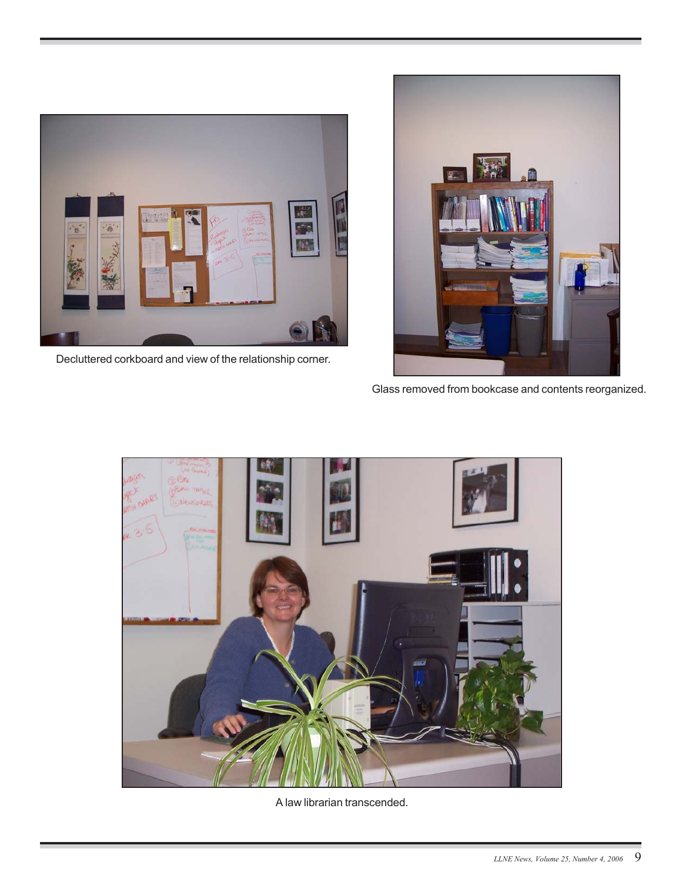Decluttered corkboard and view of the relationship corner.

Glass removed from bookcase and contents reorganized.

A law librarian transcended.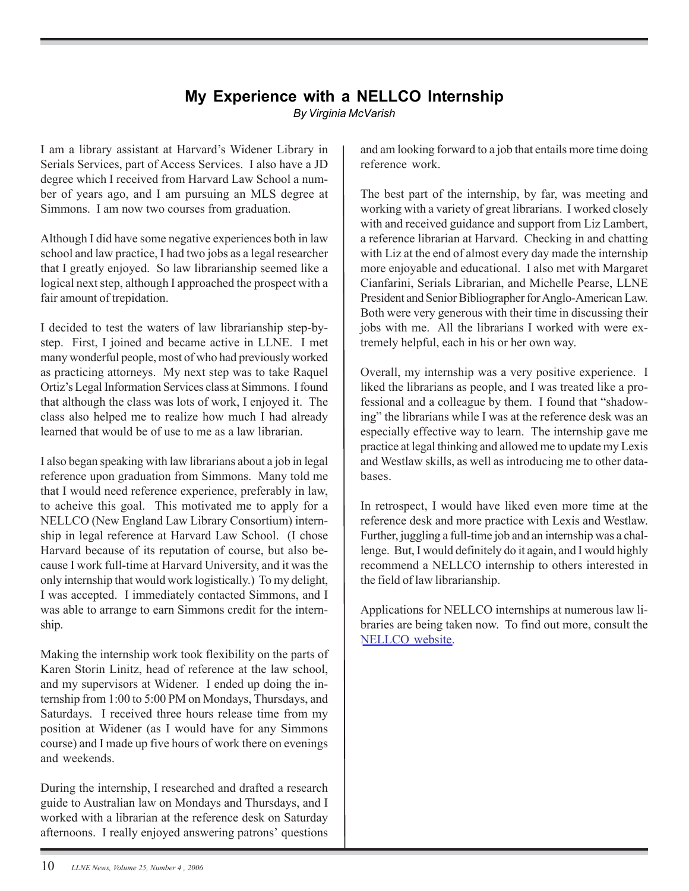# My Experience with a NELLCO Internship

*By Virginia McVarish*

I am a library assistant at Harvard's Widener Library in Serials Services, part of Access Services. I also have a JD degree which I received from Harvard Law School a number of years ago, and I am pursuing an MLS degree at Simmons. I am now two courses from graduation.

Although I did have some negative experiences both in law school and law practice, I had two jobs as a legal researcher that I greatly enjoyed. So law librarianship seemed like a logical next step, although I approached the prospect with a fair amount of trepidation.

I decided to test the waters of law librarianship step-by-step. First, I joined and became active in LLNE. I met many wonderful people, most of who had previously worked as practicing attorneys. My next step was to take Raquel Ortiz's Legal Information Services class at Simmons. I found that although the class was lots of work, I enjoyed it. The class also helped me to realize how much I had already learned that would be of use to me as a law librarian.

I also began speaking with law librarians about a job in legal reference upon graduation from Simmons. Many told me that I would need reference experience, preferably in law, to acheive this goal. This motivated me to apply for a NELLCO (New England Law Library Consortium) internship in legal reference at Harvard Law School. (I chose Harvard because of its reputation of course, but also because I work full-time at Harvard University, and it was the only internship that would work logistically.) To my delight, I was accepted. I immediately contacted Simmons, and I was able to arrange to earn Simmons credit for the internship.

Making the internship work took flexibility on the parts of Karen Storin Linitz, head of reference at the law school, and my supervisors at Widener. I ended up doing the internship from 1:00 to 5:00 PM on Mondays, Thursdays, and Saturdays. I received three hours release time from my position at Widener (as I would have for any Simmons course) and I made up five hours of work there on evenings and weekends.

During the internship, I researched and drafted a research guide to Australian law on Mondays and Thursdays, and I worked with a librarian at the reference desk on Saturday afternoons. I really enjoyed answering patrons' questions and am looking forward to a job that entails more time doing reference work.

The best part of the internship, by far, was meeting and working with a variety of great librarians. I worked closely with and received guidance and support from Liz Lambert, a reference librarian at Harvard. Checking in and chatting with Liz at the end of almost every day made the internship more enjoyable and educational. I also met with Margaret Cianfarini, Serials Librarian, and Michelle Pearse, LLNE President and Senior Bibliographer for Anglo-American Law. Both were very generous with their time in discussing their jobs with me. All the librarians I worked with were extremely helpful, each in his or her own way.

Overall, my internship was a very positive experience. I liked the librarians as people, and I was treated like a professional and a colleague by them. I found that "shadowing" the librarians while I was at the reference desk was an especially effective way to learn. The internship gave me practice at legal thinking and allowed me to update my Lexis and Westlaw skills, as well as introducing me to other databases.

In retrospect, I would have liked even more time at the reference desk and more practice with Lexis and Westlaw. Further, juggling a full-time job and an internship was a challenge. But, I would definitely do it again, and I would highly recommend a NELLCO internship to others interested in the field of law librarianship.

Applications for NELLCO internships at numerous law libraries are being taken now. To find out more, consult the NELLCO website.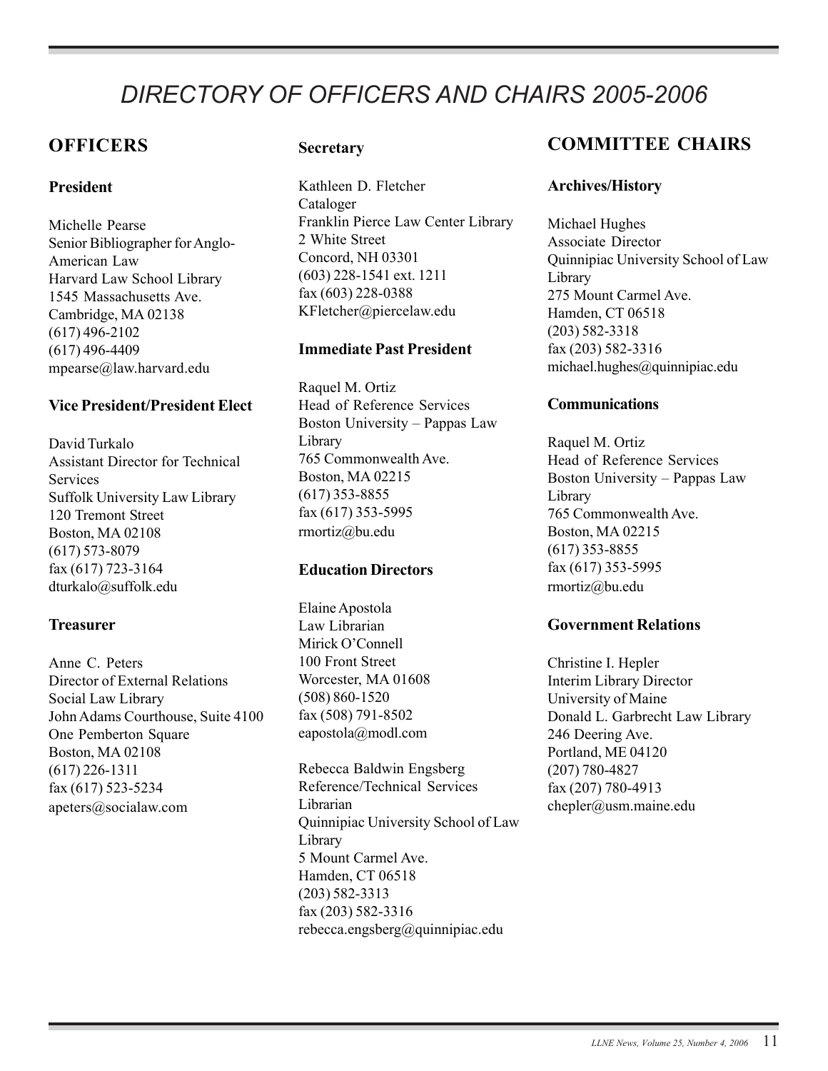# DIRECTORY OF OFFICERS AND CHAIRS 2005-2006

## OFFICERS

### President

Michelle Pearse
Senior Bibliographer for Anglo-American Law
Harvard Law School Library
1545 Massachusetts Ave.
Cambridge, MA 02138
(617) 496-2102
(617) 496-4409
mpearse@law.harvard.edu

### Vice President/President Elect

David Turkalo
Assistant Director for Technical Services
Suffolk University Law Library
120 Tremont Street
Boston, MA 02108
(617) 573-8079
fax (617) 723-3164
dturkalo@suffolk.edu

### Treasurer

Anne C. Peters
Director of External Relations
Social Law Library
John Adams Courthouse, Suite 4100
One Pemberton Square
Boston, MA 02108
(617) 226-1311
fax (617) 523-5234
apeters@socialaw.com

### Secretary

Kathleen D. Fletcher
Cataloger
Franklin Pierce Law Center Library
2 White Street
Concord, NH 03301
(603) 228-1541 ext. 1211
fax (603) 228-0388
KFletcher@piercelaw.edu

### Immediate Past President

Raquel M. Ortiz
Head of Reference Services
Boston University – Pappas Law Library
765 Commonwealth Ave.
Boston, MA 02215
(617) 353-8855
fax (617) 353-5995
rmortiz@bu.edu

### Education Directors

Elaine Apostola
Law Librarian
Mirick O'Connell
100 Front Street
Worcester, MA 01608
(508) 860-1520
fax (508) 791-8502
eapostola@modl.com

Rebecca Baldwin Engsberg
Reference/Technical Services Librarian
Quinnipiac University School of Law Library
5 Mount Carmel Ave.
Hamden, CT 06518
(203) 582-3313
fax (203) 582-3316
rebecca.engsberg@quinnipiac.edu

## COMMITTEE CHAIRS

### Archives/History

Michael Hughes
Associate Director
Quinnipiac University School of Law Library
275 Mount Carmel Ave.
Hamden, CT 06518
(203) 582-3318
fax (203) 582-3316
michael.hughes@quinnipiac.edu

### Communications

Raquel M. Ortiz
Head of Reference Services
Boston University – Pappas Law Library
765 Commonwealth Ave.
Boston, MA 02215
(617) 353-8855
fax (617) 353-5995
rmortiz@bu.edu

### Government Relations

Christine I. Hepler
Interim Library Director
University of Maine
Donald L. Garbrecht Law Library
246 Deering Ave.
Portland, ME 04120
(207) 780-4827
fax (207) 780-4913
chepler@usm.maine.edu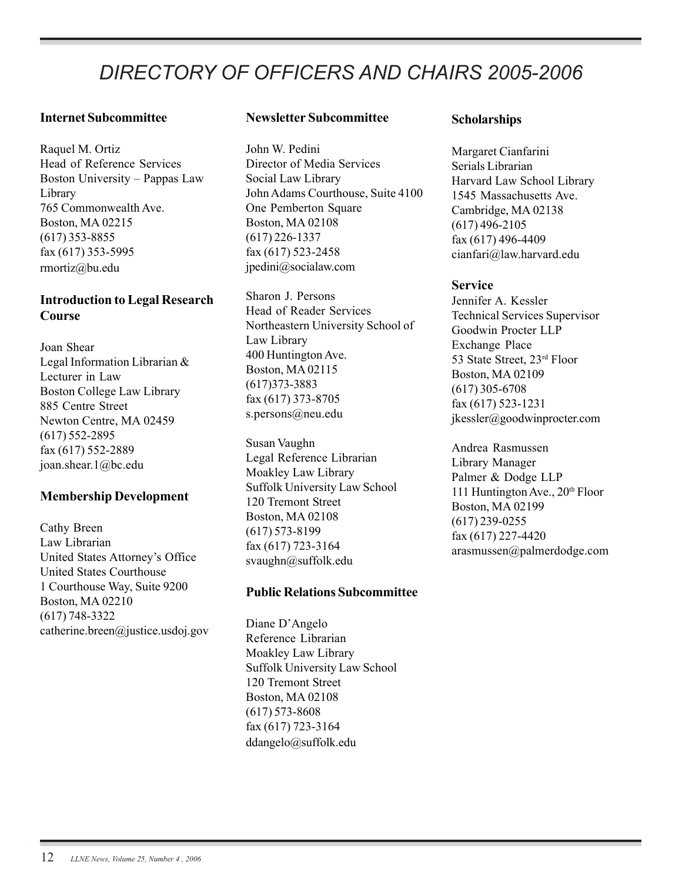# DIRECTORY OF OFFICERS AND CHAIRS 2005-2006

### Internet Subcommittee

Raquel M. Ortiz
Head of Reference Services
Boston University – Pappas Law Library
765 Commonwealth Ave.
Boston, MA 02215
(617) 353-8855
fax (617) 353-5995
rmortiz@bu.edu

### Introduction to Legal Research Course

Joan Shear
Legal Information Librarian & Lecturer in Law
Boston College Law Library
885 Centre Street
Newton Centre, MA 02459
(617) 552-2895
fax (617) 552-2889
joan.shear.1@bc.edu

### Membership Development

Cathy Breen
Law Librarian
United States Attorney's Office
United States Courthouse
1 Courthouse Way, Suite 9200
Boston, MA 02210
(617) 748-3322
catherine.breen@justice.usdoj.gov

### Newsletter Subcommittee

John W. Pedini
Director of Media Services
Social Law Library
John Adams Courthouse, Suite 4100
One Pemberton Square
Boston, MA 02108
(617) 226-1337
fax (617) 523-2458
jpedini@socialaw.com

Sharon J. Persons
Head of Reader Services
Northeastern University School of Law Library
400 Huntington Ave.
Boston, MA 02115
(617)373-3883
fax (617) 373-8705
s.persons@neu.edu

Susan Vaughn
Legal Reference Librarian
Moakley Law Library
Suffolk University Law School
120 Tremont Street
Boston, MA 02108
(617) 573-8199
fax (617) 723-3164
svaughn@suffolk.edu

### Public Relations Subcommittee

Diane D'Angelo
Reference Librarian
Moakley Law Library
Suffolk University Law School
120 Tremont Street
Boston, MA 02108
(617) 573-8608
fax (617) 723-3164
ddangelo@suffolk.edu

### Scholarships

Margaret Cianfarini
Serials Librarian
Harvard Law School Library
1545 Massachusetts Ave.
Cambridge, MA 02138
(617) 496-2105
fax (617) 496-4409
cianfari@law.harvard.edu

### Service

Jennifer A. Kessler
Technical Services Supervisor
Goodwin Procter LLP
Exchange Place
53 State Street, 23rd Floor
Boston, MA 02109
(617) 305-6708
fax (617) 523-1231
jkessler@goodwinprocter.com

Andrea Rasmussen
Library Manager
Palmer & Dodge LLP
111 Huntington Ave., 20th Floor
Boston, MA 02199
(617) 239-0255
fax (617) 227-4420
arasmussen@palmerdodge.com